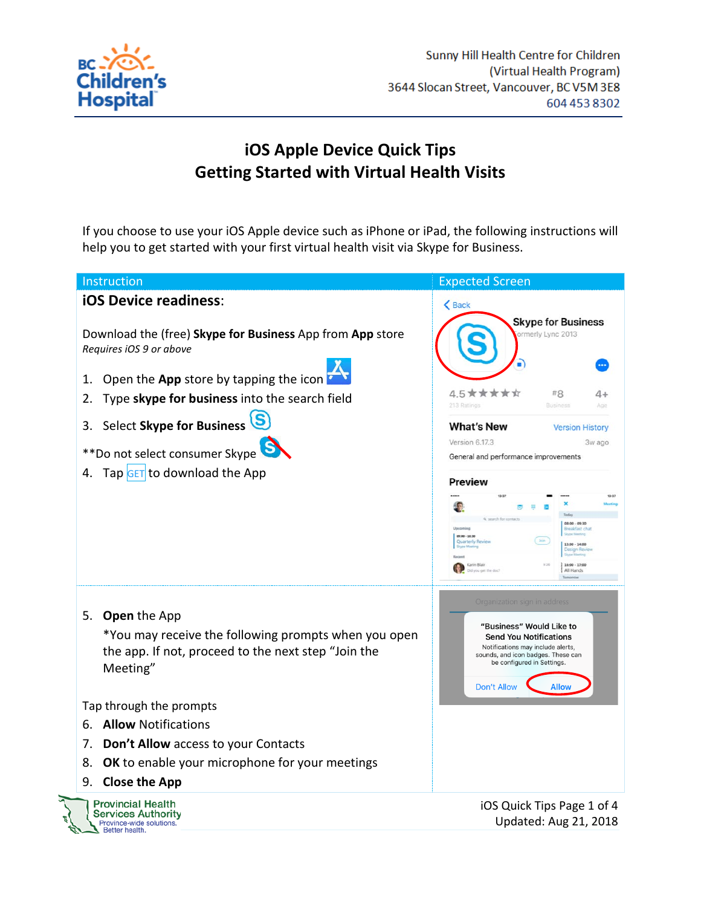Sunny Hill Health Centre for Children
(Virtual Health Program)
3644 Slocan Street, Vancouver, BC V5M 3E8
604 453 8302

# iOS Apple Device Quick Tips
# Getting Started with Virtual Health Visits

If you choose to use your iOS Apple device such as iPhone or iPad, the following instructions will help you to get started with your first virtual health visit via Skype for Business.

| Instruction | Expected Screen |
|---|---|
| **iOS Device readiness**:<br><br>Download the (free) **Skype for Business** App from **App** store<br>*Requires iOS 9 or above*<br><br>1. Open the **App** store by tapping the icon<br>2. Type **skype for business** into the search field<br>3. Select **Skype for Business**<br><br>**Do not select consumer Skype<br>4. Tap GET to download the App | Back<br>Skype for Business<br>Formerly Lync 2013<br>4.5 ★★★★☆ 213 Ratings · #8 Business · 4+ Age<br>What's New · Version History<br>Version 6.17.3 · 3w ago<br>General and performance improvements<br>Preview |
| 5. **Open** the App<br>*You may receive the following prompts when you open the app. If not, proceed to the next step "Join the Meeting"<br><br>Tap through the prompts<br>6. **Allow** Notifications<br>7. **Don't Allow** access to your Contacts<br>8. **OK** to enable your microphone for your meetings<br>9. **Close the App** | "Business" Would Like to Send You Notifications<br>Notifications may include alerts, sounds, and icon badges. These can be configured in Settings.<br>Don't Allow · Allow |

Updated: Aug 21, 2018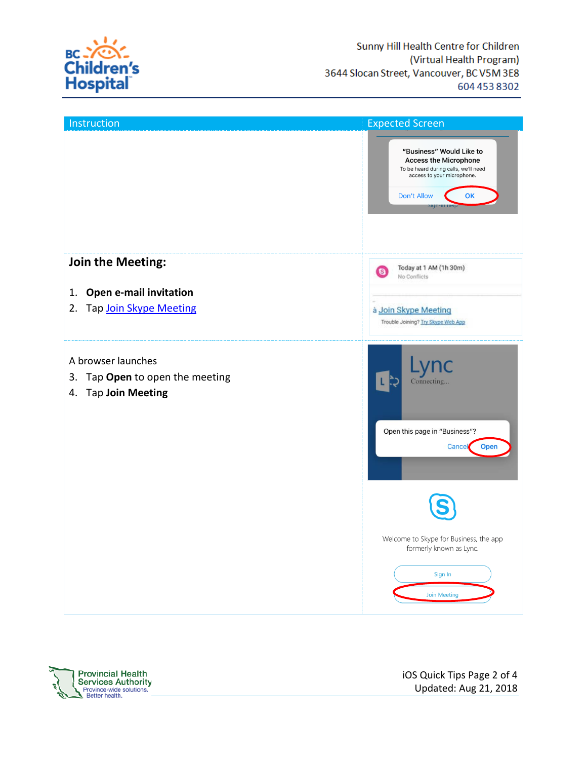Sunny Hill Health Centre for Children
(Virtual Health Program)
3644 Slocan Street, Vancouver, BC V5M 3E8
604 453 8302

| Instruction | Expected Screen |
|---|---|
| | |
| **Join the Meeting:**<br><br>1. **Open e-mail invitation**<br>2. Tap Join Skype Meeting | |
| A browser launches<br>3. Tap **Open** to open the meeting<br>4. Tap **Join Meeting** | |

iOS Quick Tips
Updated: Aug 21, 2018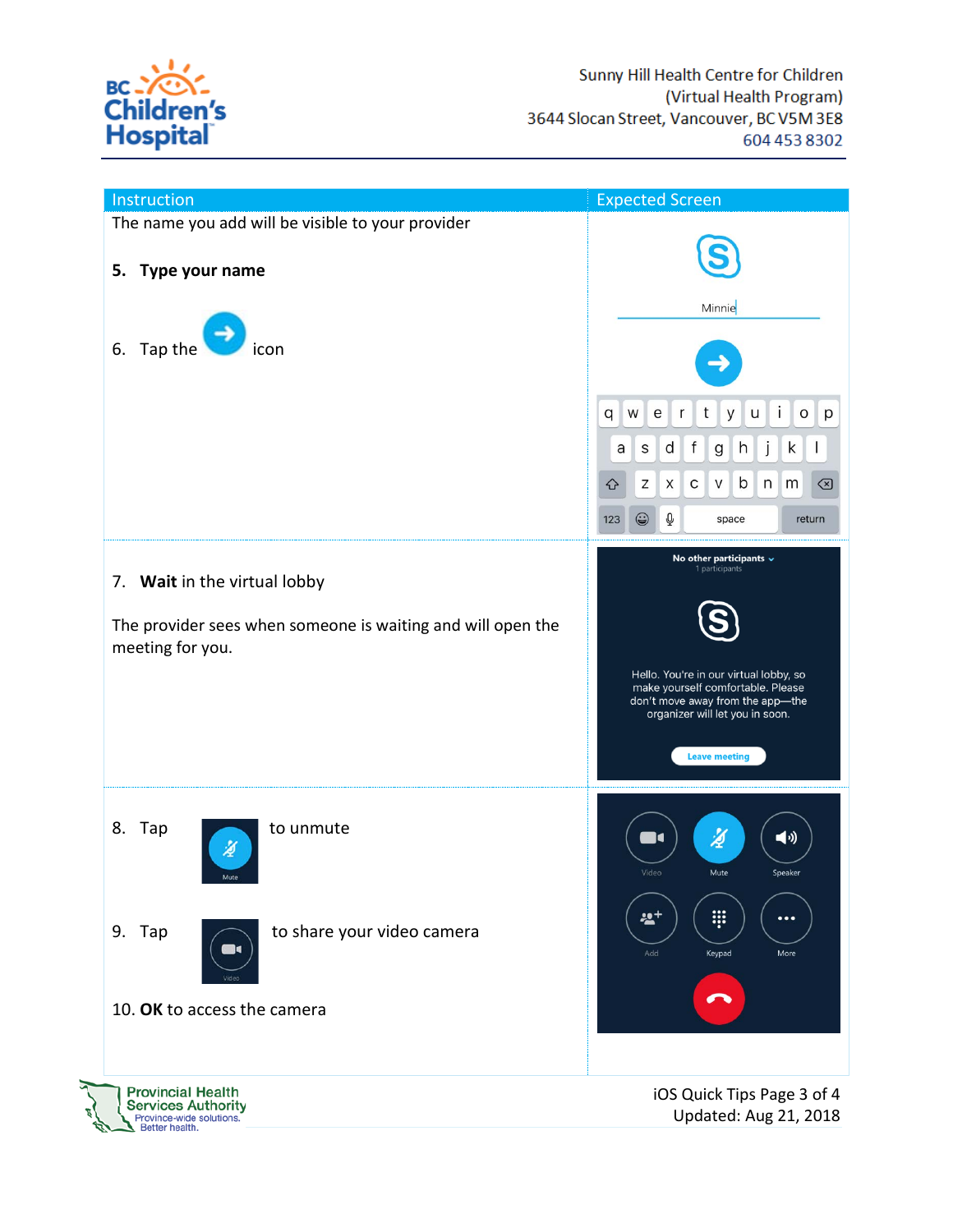Sunny Hill Health Centre for Children
(Virtual Health Program)
3644 Slocan Street, Vancouver, BC V5M 3E8
604 453 8302

| Instruction | Expected Screen |
|---|---|
| The name you add will be visible to your provider<br><br>**5. Type your name**<br><br>6. Tap the icon | Minnie |
| 7. **Wait** in the virtual lobby<br><br>The provider sees when someone is waiting and will open the meeting for you. | No other participants<br>1 participants<br><br>Hello. You're in our virtual lobby, so make yourself comfortable. Please don't move away from the app—the organizer will let you in soon.<br><br>Leave meeting |
| 8. Tap (Mute) to unmute<br><br>9. Tap (Video) to share your video camera<br><br>10. **OK** to access the camera | Video · Mute · Speaker<br>Add · Keypad · More |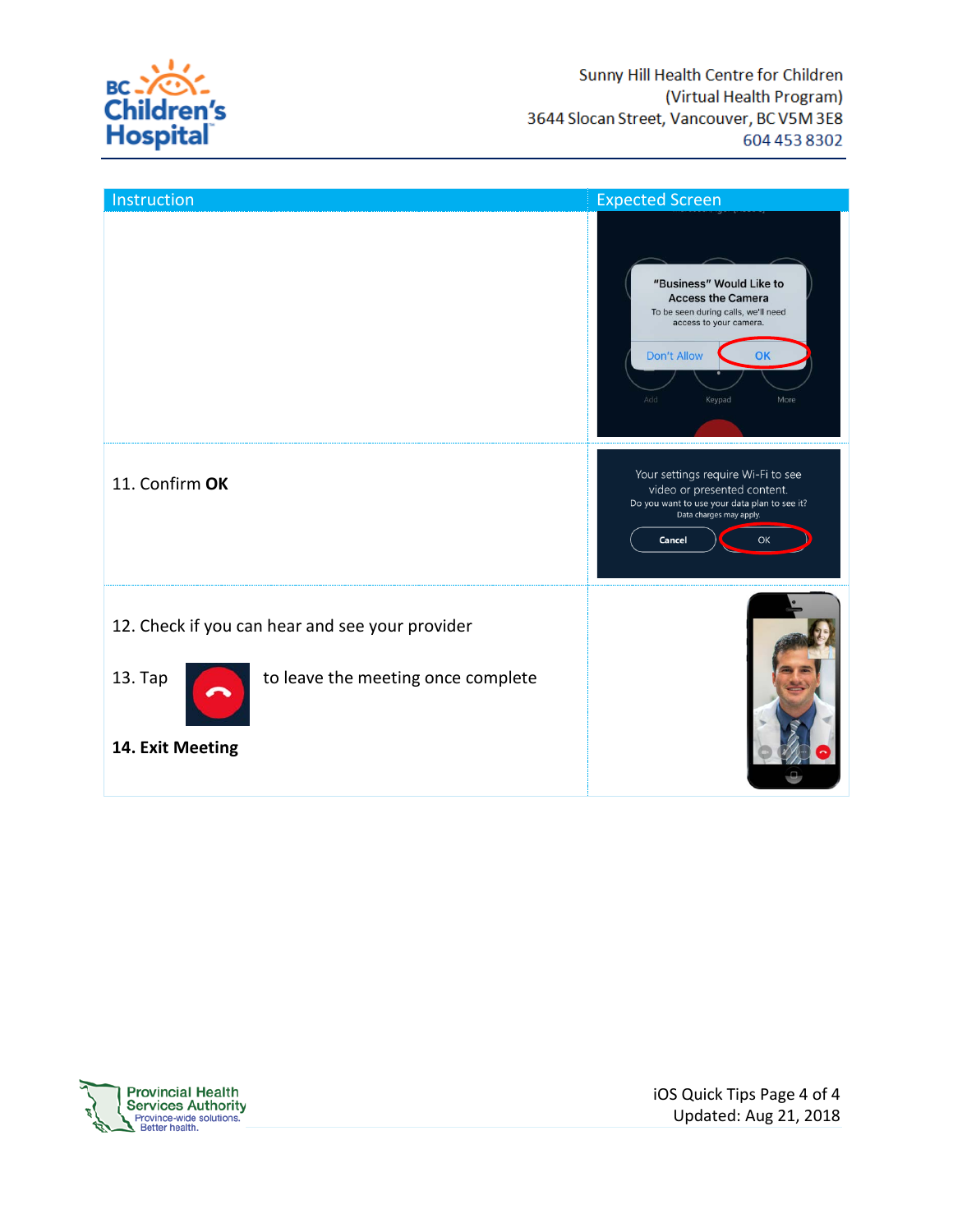Sunny Hill Health Centre for Children
(Virtual Health Program)
3644 Slocan Street, Vancouver, BC V5M 3E8
604 453 8302

| Instruction | Expected Screen |
|---|---|
| | "Business" Would Like to Access the Camera<br>To be seen during calls, we'll need access to your camera.<br>Don't Allow OK |
| 11. Confirm **OK** | Your settings require Wi-Fi to see video or presented content.<br>Do you want to use your data plan to see it?<br>Data charges may apply.<br>Cancel OK |
| 12. Check if you can hear and see your provider<br><br>13. Tap [hang up button] to leave the meeting once complete<br><br>**14. Exit Meeting** | |

iOS Quick Tips Page 4 of 4
Updated: Aug 21, 2018